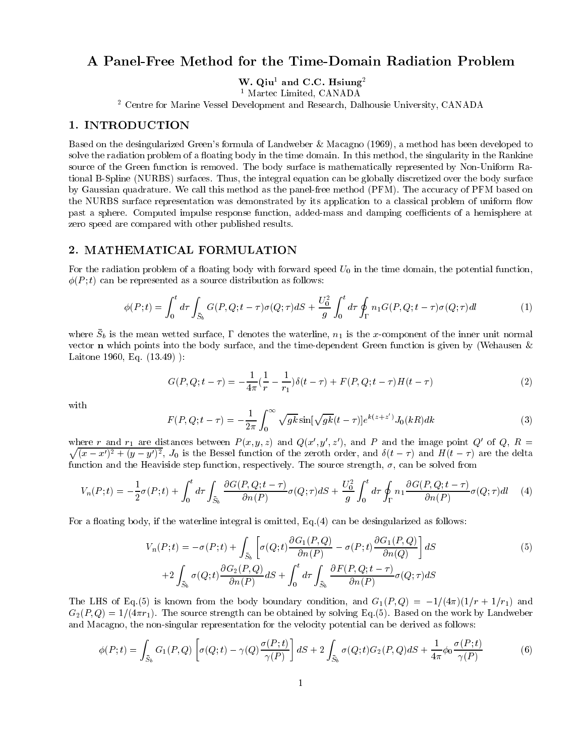# A Panel-Free Method for the Time-Domain Radiation Problem

**W. Qiu[1] and C.C. Hsiung[2]**

[1] Martec Limited, CANADA

[2] Centre for Marine Vessel Development and Research, Dalhousie University, CANADA

## 1. INTRODUCTION

Based on the desingularized Green's formula of Landweber & Macagno (1969), a method has been developed to solve the radiation problem of a floating body in the time domain. In this method, the singularity in the Rankine source of the Green function is removed. The body surface is mathematically represented by Non-Uniform Rational B-Spline (NURBS) surfaces. Thus, the integral equation can be globally discretized over the body surface by Gaussian quadrature. We call this method as the panel-free method (PFM). The accuracy of PFM based on the NURBS surface representation was demonstrated by its application to a classical problem of uniform flow past a sphere. Computed impulse response function, added-mass and damping coefficients of a hemisphere at zero speed are compared with other published results.

## 2. MATHEMATICAL FORMULATION

For the radiation problem of a floating body with forward speed $U_0$ in the time domain, the potential function, $\phi(P;t)$ can be represented as a source distribution as follows:

$$\phi(P;t) = \int_0^t d\tau \int_{\bar{S}_b} G(P,Q;t-\tau)\sigma(Q;\tau)dS + \frac{U_0^2}{g}\int_0^t d\tau \oint_\Gamma n_1 G(P,Q;t-\tau)\sigma(Q;\tau)dl \tag{1}$$

where $\bar{S}_b$ is the mean wetted surface, $\Gamma$ denotes the waterline, $n_1$ is the $x$-component of the inner unit normal vector $\mathbf{n}$ which points into the body surface, and the time-dependent Green function is given by (Wehausen & Laitone 1960, Eq. (13.49) ):

$$G(P,Q;t-\tau) = -\frac{1}{4\pi}\left(\frac{1}{r} - \frac{1}{r_1}\right)\delta(t-\tau) + F(P,Q;t-\tau)H(t-\tau) \tag{2}$$

with

$$F(P,Q;t-\tau) = -\frac{1}{2\pi}\int_0^\infty \sqrt{gk}\sin[\sqrt{gk}(t-\tau)]e^{k(z+z')}J_0(kR)dk \tag{3}$$

where $r$ and $r_1$ are distances between $P(x,y,z)$ and $Q(x',y',z')$, and $P$ and the image point $Q'$ of $Q$, $R = \sqrt{(x-x')^2 + (y-y')^2}$, $J_0$ is the Bessel function of the zeroth order, and $\delta(t-\tau)$ and $H(t-\tau)$ are the delta function and the Heaviside step function, respectively. The source strength, $\sigma$, can be solved from

$$V_n(P;t) = -\frac{1}{2}\sigma(P;t) + \int_0^t d\tau \int_{\bar{S}_b} \frac{\partial G(P,Q;t-\tau)}{\partial n(P)}\sigma(Q;\tau)dS + \frac{U_0^2}{g}\int_0^t d\tau \oint_\Gamma n_1 \frac{\partial G(P,Q;t-\tau)}{\partial n(P)}\sigma(Q;\tau)dl \tag{4}$$

For a floating body, if the waterline integral is omitted, Eq.(4) can be desingularized as follows:

$$\begin{aligned} V_n(P;t) = &-\sigma(P;t) + \int_{\bar{S}_b}\left[\sigma(Q;t)\frac{\partial G_1(P,Q)}{\partial n(P)} - \sigma(P;t)\frac{\partial G_1(P,Q)}{\partial n(Q)}\right]dS \\ &+2\int_{\bar{S}_b}\sigma(Q;t)\frac{\partial G_2(P,Q)}{\partial n(P)}dS + \int_0^t d\tau\int_{\bar{S}_b}\frac{\partial F(P,Q;t-\tau)}{\partial n(P)}\sigma(Q;\tau)dS \end{aligned} \tag{5}$$

The LHS of Eq.(5) is known from the body boundary condition, and $G_1(P,Q) = -1/(4\pi)(1/r + 1/r_1)$ and $G_2(P,Q) = 1/(4\pi r_1)$. The source strength can be obtained by solving Eq.(5). Based on the work by Landweber and Macagno, the non-singular representation for the velocity potential can be derived as follows:

$$\phi(P;t) = \int_{\bar{S}_b} G_1(P,Q)\left[\sigma(Q;t) - \gamma(Q)\frac{\sigma(P;t)}{\gamma(P)}\right]dS + 2\int_{\bar{S}_b}\sigma(Q;t)G_2(P,Q)dS + \frac{1}{4\pi}\phi_0\frac{\sigma(P;t)}{\gamma(P)} \tag{6}$$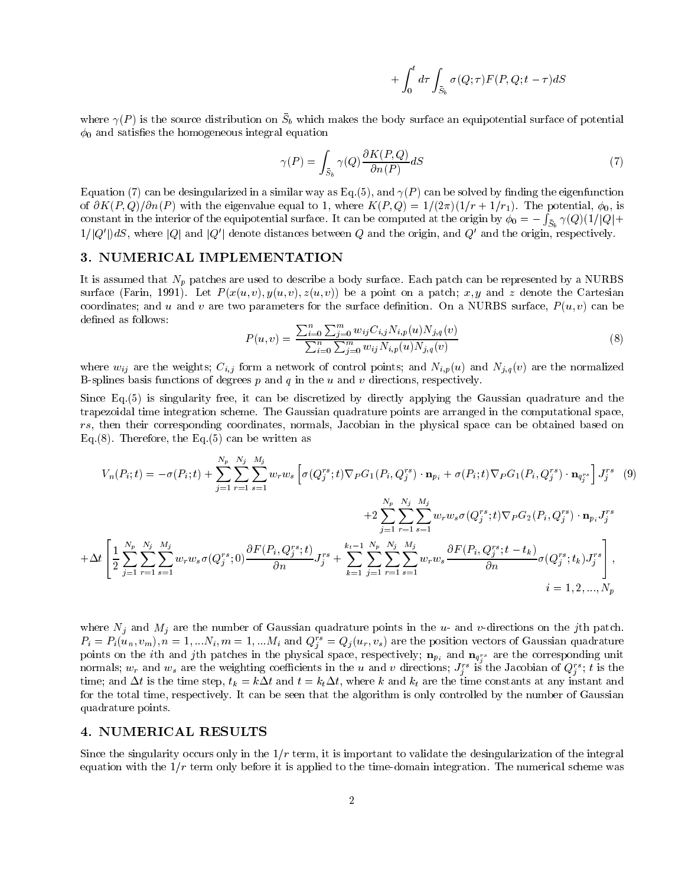$$+\int_0^t d\tau \int_{\bar{S}_b} \sigma(Q;\tau) F(P,Q;t-\tau) dS$$

where $\gamma(P)$ is the source distribution on $\bar{S}_b$ which makes the body surface an equipotential surface of potential $\phi_0$ and satisfies the homogeneous integral equation

$$\gamma(P) = \int_{\bar{S}_b} \gamma(Q) \frac{\partial K(P,Q)}{\partial n(P)} dS \tag{7}$$

Equation (7) can be desingularized in a similar way as Eq.(5), and $\gamma(P)$ can be solved by finding the eigenfunction of $\partial K(P,Q)/\partial n(P)$ with the eigenvalue equal to 1, where $K(P,Q) = 1/(2\pi)(1/r + 1/r_1)$. The potential, $\phi_0$, is constant in the interior of the equipotential surface. It can be computed at the origin by $\phi_0 = -\int_{\bar{S}_b} \gamma(Q)(1/|Q| + 1/|Q'|)dS$, where $|Q|$ and $|Q'|$ denote distances between $Q$ and the origin, and $Q'$ and the origin, respectively.

## 3. NUMERICAL IMPLEMENTATION

It is assumed that $N_p$ patches are used to describe a body surface. Each patch can be represented by a NURBS surface (Farin, 1991). Let $P(x(u,v), y(u,v), z(u,v))$ be a point on a patch; $x, y$ and $z$ denote the Cartesian coordinates; and $u$ and $v$ are two parameters for the surface definition. On a NURBS surface, $P(u,v)$ can be defined as follows:

$$P(u,v) = \frac{\sum_{i=0}^{n}\sum_{j=0}^{m} w_{ij} C_{i,j} N_{i,p}(u) N_{j,q}(v)}{\sum_{i=0}^{n}\sum_{j=0}^{m} w_{ij} N_{i,p}(u) N_{j,q}(v)} \tag{8}$$

where $w_{ij}$ are the weights; $C_{i,j}$ form a network of control points; and $N_{i,p}(u)$ and $N_{j,q}(v)$ are the normalized B-splines basis functions of degrees $p$ and $q$ in the $u$ and $v$ directions, respectively.

Since Eq.(5) is singularity free, it can be discretized by directly applying the Gaussian quadrature and the trapezoidal time integration scheme. The Gaussian quadrature points are arranged in the computational space, $rs$, then their corresponding coordinates, normals, Jacobian in the physical space can be obtained based on Eq.(8). Therefore, the Eq.(5) can be written as

$$\begin{aligned}
V_n(P_i;t) = -\sigma(P_i;t) + \sum_{j=1}^{N_p}\sum_{r=1}^{N_j}\sum_{s=1}^{M_j} w_r w_s \left[\sigma(Q_j^{rs};t)\nabla_P G_1(P_i, Q_j^{rs}) \cdot \mathbf{n}_{p_i} + \sigma(P_i;t)\nabla_P G_1(P_i, Q_j^{rs}) \cdot \mathbf{n}_{q_j^{rs}}\right] J_j^{rs} \quad (9) \\
+2\sum_{j=1}^{N_p}\sum_{r=1}^{N_j}\sum_{s=1}^{M_j} w_r w_s \sigma(Q_j^{rs};t) \nabla_P G_2(P_i, Q_j^{rs}) \cdot \mathbf{n}_{p_i} J_j^{rs} \\
+\Delta t \left[\frac{1}{2}\sum_{j=1}^{N_p}\sum_{r=1}^{N_j}\sum_{s=1}^{M_j} w_r w_s \sigma(Q_j^{rs};0) \frac{\partial F(P_i, Q_j^{rs};t)}{\partial n} J_j^{rs} + \sum_{k=1}^{k_t-1}\sum_{j=1}^{N_p}\sum_{r=1}^{N_j}\sum_{s=1}^{M_j} w_r w_s \frac{\partial F(P_i, Q_j^{rs}; t-t_k)}{\partial n} \sigma(Q_j^{rs};t_k) J_j^{rs}\right], \\
i = 1, 2, ..., N_p
\end{aligned}$$

where $N_j$ and $M_j$ are the number of Gaussian quadrature points in the $u$- and $v$-directions on the $j$th patch. $P_i = P_i(u_n, v_m), n = 1, ...N_i, m = 1, ...M_i$ and $Q_j^{rs} = Q_j(u_r, v_s)$ are the position vectors of Gaussian quadrature points on the $i$th and $j$th patches in the physical space, respectively; $\mathbf{n}_{p_i}$ and $\mathbf{n}_{q_j^{rs}}$ are the corresponding unit normals; $w_r$ and $w_s$ are the weighting coefficients in the $u$ and $v$ directions; $J_j^{rs}$ is the Jacobian of $Q_j^{rs}$; $t$ is the time; and $\Delta t$ is the time step, $t_k = k\Delta t$ and $t = k_t \Delta t$, where $k$ and $k_t$ are the time constants at any instant and for the total time, respectively. It can be seen that the algorithm is only controlled by the number of Gaussian quadrature points.

## 4. NUMERICAL RESULTS

Since the singularity occurs only in the $1/r$ term, it is important to validate the desingularization of the integral equation with the $1/r$ term only before it is applied to the time-domain integration. The numerical scheme was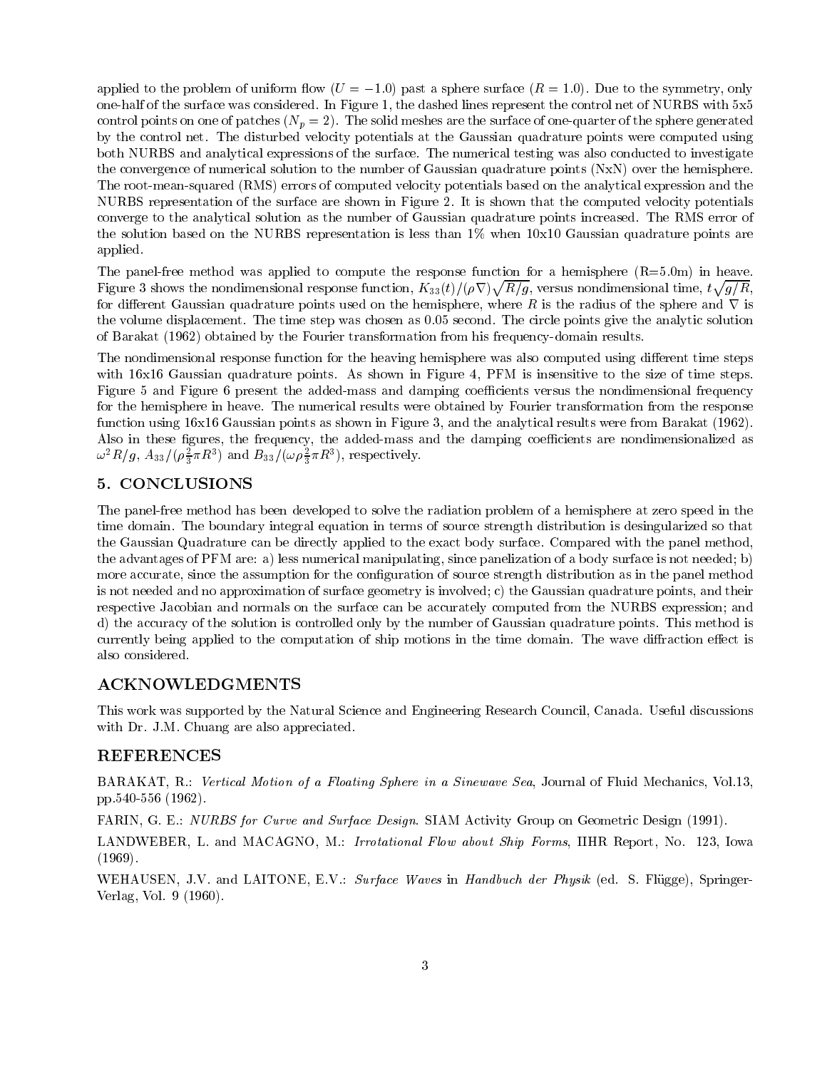applied to the problem of uniform flow ($U = -1.0$) past a sphere surface ($R = 1.0$). Due to the symmetry, only one-half of the surface was considered. In Figure 1, the dashed lines represent the control net of NURBS with 5x5 control points on one of patches ($N_p = 2$). The solid meshes are the surface of one-quarter of the sphere generated by the control net. The disturbed velocity potentials at the Gaussian quadrature points were computed using both NURBS and analytical expressions of the surface. The numerical testing was also conducted to investigate the convergence of numerical solution to the number of Gaussian quadrature points (NxN) over the hemisphere. The root-mean-squared (RMS) errors of computed velocity potentials based on the analytical expression and the NURBS representation of the surface are shown in Figure 2. It is shown that the computed velocity potentials converge to the analytical solution as the number of Gaussian quadrature points increased. The RMS error of the solution based on the NURBS representation is less than 1% when 10x10 Gaussian quadrature points are applied.

The panel-free method was applied to compute the response function for a hemisphere (R=5.0m) in heave. Figure 3 shows the nondimensional response function, $K_{33}(t)/(\rho\nabla)\sqrt{R/g}$, versus nondimensional time, $t\sqrt{g/R}$, for different Gaussian quadrature points used on the hemisphere, where $R$ is the radius of the sphere and $\nabla$ is the volume displacement. The time step was chosen as 0.05 second. The circle points give the analytic solution of Barakat (1962) obtained by the Fourier transformation from his frequency-domain results.

The nondimensional response function for the heaving hemisphere was also computed using different time steps with 16x16 Gaussian quadrature points. As shown in Figure 4, PFM is insensitive to the size of time steps. Figure 5 and Figure 6 present the added-mass and damping coefficients versus the nondimensional frequency for the hemisphere in heave. The numerical results were obtained by Fourier transformation from the response function using 16x16 Gaussian points as shown in Figure 3, and the analytical results were from Barakat (1962). Also in these figures, the frequency, the added-mass and the damping coefficients are nondimensionalized as $\omega^2 R/g$, $A_{33}/(\rho\frac{2}{3}\pi R^3)$ and $B_{33}/(\omega\rho\frac{2}{3}\pi R^3)$, respectively.

## 5. CONCLUSIONS

The panel-free method has been developed to solve the radiation problem of a hemisphere at zero speed in the time domain. The boundary integral equation in terms of source strength distribution is desingularized so that the Gaussian Quadrature can be directly applied to the exact body surface. Compared with the panel method, the advantages of PFM are: a) less numerical manipulating, since panelization of a body surface is not needed; b) more accurate, since the assumption for the configuration of source strength distribution as in the panel method is not needed and no approximation of surface geometry is involved; c) the Gaussian quadrature points, and their respective Jacobian and normals on the surface can be accurately computed from the NURBS expression; and d) the accuracy of the solution is controlled only by the number of Gaussian quadrature points. This method is currently being applied to the computation of ship motions in the time domain. The wave diffraction effect is also considered.

## ACKNOWLEDGMENTS

This work was supported by the Natural Science and Engineering Research Council, Canada. Useful discussions with Dr. J.M. Chuang are also appreciated.

## REFERENCES

BARAKAT, R.: *Vertical Motion of a Floating Sphere in a Sinewave Sea*, Journal of Fluid Mechanics, Vol.13, pp.540-556 (1962).

FARIN, G. E.: *NURBS for Curve and Surface Design*. SIAM Activity Group on Geometric Design (1991).

LANDWEBER, L. and MACAGNO, M.: *Irrotational Flow about Ship Forms*, IIHR Report, No. 123, Iowa (1969).

WEHAUSEN, J.V. and LAITONE, E.V.: *Surface Waves* in *Handbuch der Physik* (ed. S. Flügge), Springer-Verlag, Vol. 9 (1960).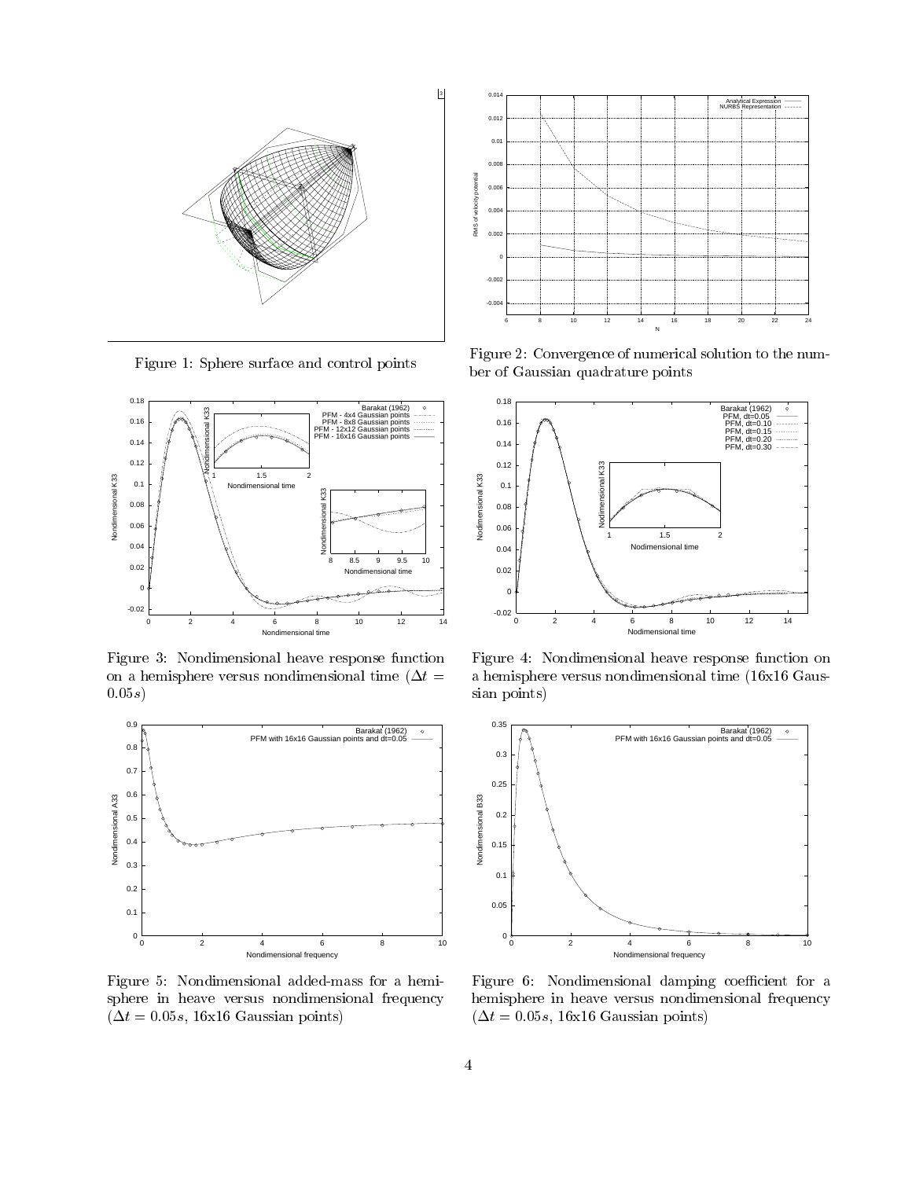3

Figure 1: Sphere surface and control points

0.014
0.012
0.01
0.008
0.006
0.004
0.002
0
-0.002
-0.004
6 8 10 12 14 16 18 20 22 24
N
RMS of velocity potential
Analytical Expression
NURBS Representation

Figure 2: Convergence of numerical solution to the number of Gaussian quadrature points

0.18
0.16
0.14
0.12
0.1
0.08
0.06
0.04
0.02
0
-0.02
0 2 4 6 8 10 12 14
Nondimensional time
Nondimensional K33
Barakat (1962)
PFM - 4x4 Gaussian points
PFM - 8x8 Gaussian points
PFM - 12x12 Gaussian points
PFM - 16x16 Gaussian points
Nondimensional K33
1 1.5 2
Nondimensional time
Nondimensional K33
8 8.5 9 9.5 10
Nondimensional time

Figure 3: Nondimensional heave response function on a hemisphere versus nondimensional time ($\Delta t = 0.05s$)

0.18
0.16
0.14
0.12
0.1
0.08
0.06
0.04
0.02
0
-0.02
0 2 4 6 8 10 12 14
Nodimensional time
Nondimensional K33
Barakat (1962)
PFM, dt=0.05
PFM, dt=0.10
PFM, dt=0.15
PFM, dt=0.20
PFM, dt=0.30
Nodimensional K33
1 1.5 2
Nodimensional time

Figure 4: Nondimensional heave response function on a hemisphere versus nondimensional time (16x16 Gaussian points)

0.9
0.8
0.7
0.6
0.5
0.4
0.3
0.2
0.1
0
0 2 4 6 8 10
Nondimensional frequency
Nondimensional A33
Barakat (1962)
PFM with 16x16 Gaussian points and dt=0.05

Figure 5: Nondimensional added-mass for a hemisphere in heave versus nondimensional frequency ($\Delta t = 0.05s$, 16x16 Gaussian points)

0.35
0.3
0.25
0.2
0.15
0.1
0.05
0
0 2 4 6 8 10
Nondimensional frequency
Nondimensional B33
Barakat (1962)
PFM with 16x16 Gaussian points and dt=0.05

Figure 6: Nondimensional damping coefficient for a hemisphere in heave versus nondimensional frequency ($\Delta t = 0.05s$, 16x16 Gaussian points)